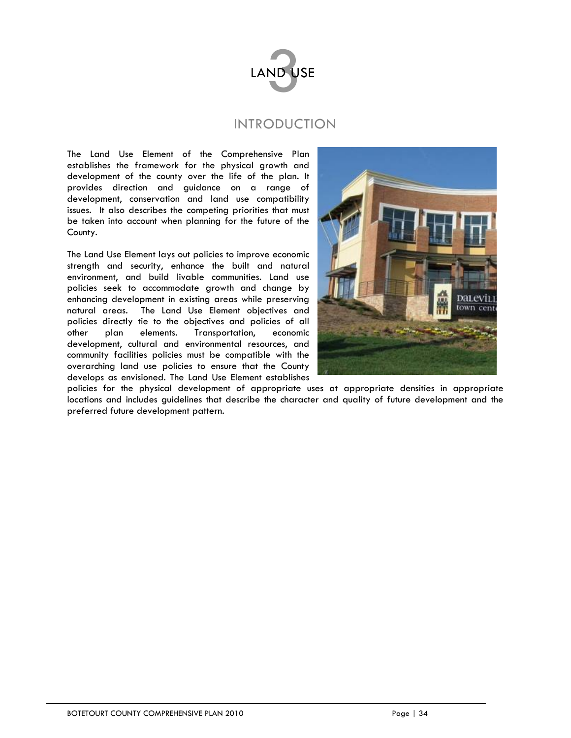# 3 LAND USE

## INTRODUCTION

The Land Use Element of the Comprehensive Plan establishes the framework for the physical growth and development of the county over the life of the plan. It provides direction and guidance on a range of development, conservation and land use compatibility issues. It also describes the competing priorities that must be taken into account when planning for the future of the County.

The Land Use Element lays out policies to improve economic strength and security, enhance the built and natural environment, and build livable communities. Land use policies seek to accommodate growth and change by enhancing development in existing areas while preserving natural areas. The Land Use Element objectives and policies directly tie to the objectives and policies of all other plan elements. Transportation, economic development, cultural and environmental resources, and community facilities policies must be compatible with the overarching land use policies to ensure that the County develops as envisioned. The Land Use Element establishes policies for the physical development of appropriate uses at appropriate densities in appropriate locations and includes guidelines that describe the character and quality of future development and the preferred future development pattern.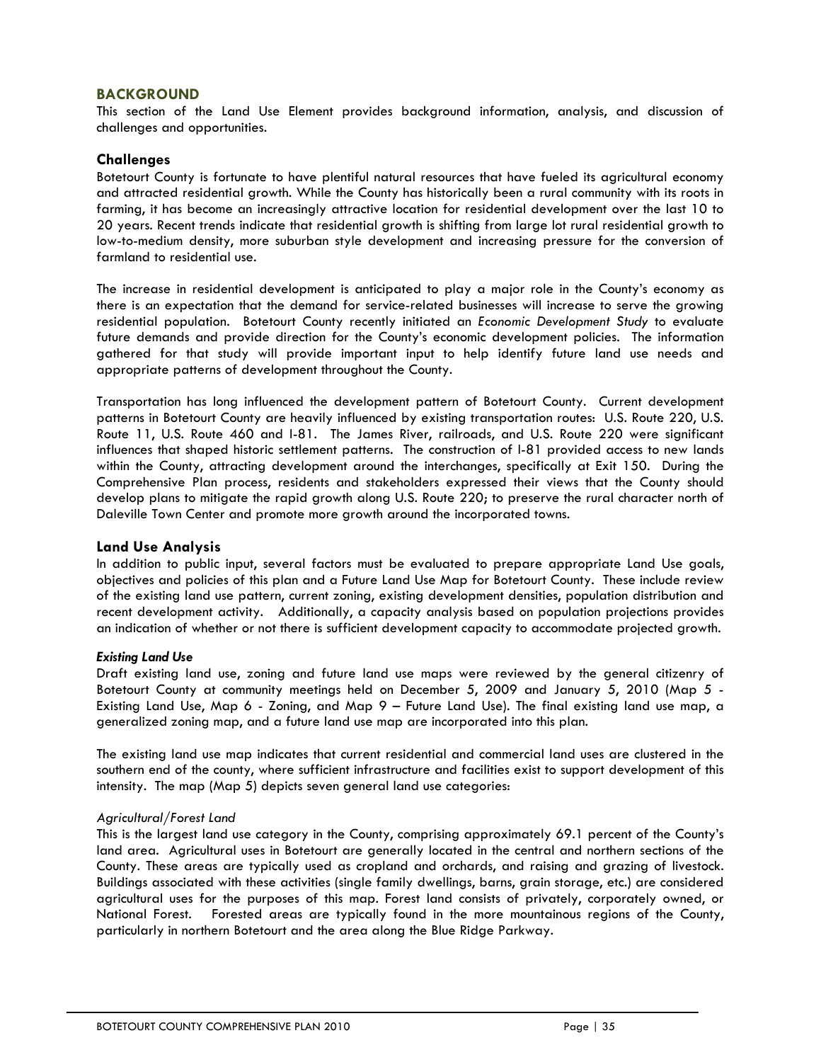## BACKGROUND

This section of the Land Use Element provides background information, analysis, and discussion of challenges and opportunities.

### Challenges

Botetourt County is fortunate to have plentiful natural resources that have fueled its agricultural economy and attracted residential growth. While the County has historically been a rural community with its roots in farming, it has become an increasingly attractive location for residential development over the last 10 to 20 years. Recent trends indicate that residential growth is shifting from large lot rural residential growth to low-to-medium density, more suburban style development and increasing pressure for the conversion of farmland to residential use.

The increase in residential development is anticipated to play a major role in the County's economy as there is an expectation that the demand for service-related businesses will increase to serve the growing residential population. Botetourt County recently initiated an *Economic Development Study* to evaluate future demands and provide direction for the County's economic development policies. The information gathered for that study will provide important input to help identify future land use needs and appropriate patterns of development throughout the County.

Transportation has long influenced the development pattern of Botetourt County. Current development patterns in Botetourt County are heavily influenced by existing transportation routes: U.S. Route 220, U.S. Route 11, U.S. Route 460 and I-81. The James River, railroads, and U.S. Route 220 were significant influences that shaped historic settlement patterns. The construction of I-81 provided access to new lands within the County, attracting development around the interchanges, specifically at Exit 150. During the Comprehensive Plan process, residents and stakeholders expressed their views that the County should develop plans to mitigate the rapid growth along U.S. Route 220; to preserve the rural character north of Daleville Town Center and promote more growth around the incorporated towns.

### Land Use Analysis

In addition to public input, several factors must be evaluated to prepare appropriate Land Use goals, objectives and policies of this plan and a Future Land Use Map for Botetourt County. These include review of the existing land use pattern, current zoning, existing development densities, population distribution and recent development activity. Additionally, a capacity analysis based on population projections provides an indication of whether or not there is sufficient development capacity to accommodate projected growth.

#### *Existing Land Use*

Draft existing land use, zoning and future land use maps were reviewed by the general citizenry of Botetourt County at community meetings held on December 5, 2009 and January 5, 2010 (Map 5 - Existing Land Use, Map 6 - Zoning, and Map 9 – Future Land Use). The final existing land use map, a generalized zoning map, and a future land use map are incorporated into this plan.

The existing land use map indicates that current residential and commercial land uses are clustered in the southern end of the county, where sufficient infrastructure and facilities exist to support development of this intensity. The map (Map 5) depicts seven general land use categories:

*Agricultural/Forest Land*

This is the largest land use category in the County, comprising approximately 69.1 percent of the County's land area. Agricultural uses in Botetourt are generally located in the central and northern sections of the County. These areas are typically used as cropland and orchards, and raising and grazing of livestock. Buildings associated with these activities (single family dwellings, barns, grain storage, etc.) are considered agricultural uses for the purposes of this map. Forest land consists of privately, corporately owned, or National Forest. Forested areas are typically found in the more mountainous regions of the County, particularly in northern Botetourt and the area along the Blue Ridge Parkway.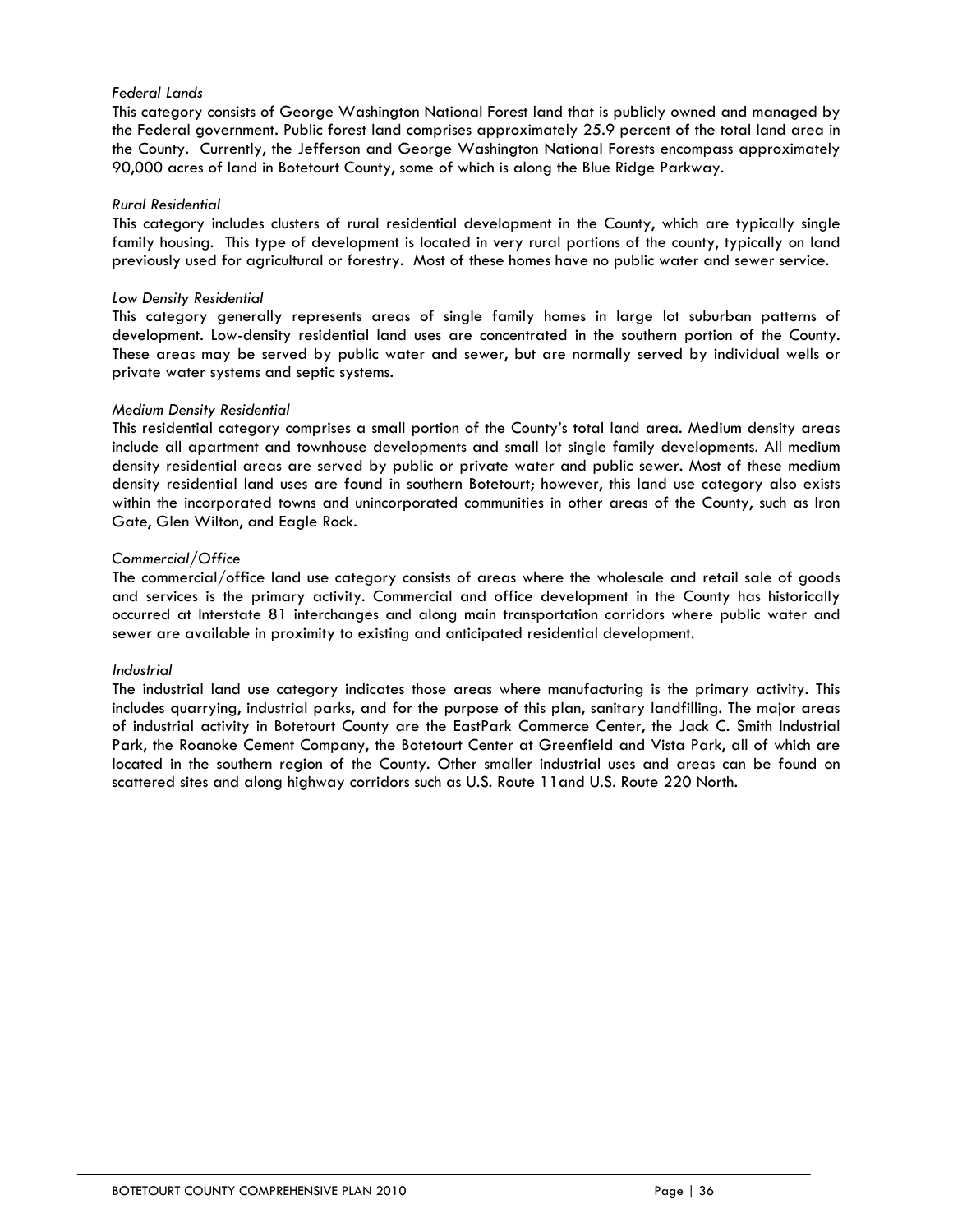*Federal Lands*

This category consists of George Washington National Forest land that is publicly owned and managed by the Federal government. Public forest land comprises approximately 25.9 percent of the total land area in the County. Currently, the Jefferson and George Washington National Forests encompass approximately 90,000 acres of land in Botetourt County, some of which is along the Blue Ridge Parkway.

*Rural Residential*

This category includes clusters of rural residential development in the County, which are typically single family housing. This type of development is located in very rural portions of the county, typically on land previously used for agricultural or forestry. Most of these homes have no public water and sewer service.

*Low Density Residential*

This category generally represents areas of single family homes in large lot suburban patterns of development. Low-density residential land uses are concentrated in the southern portion of the County. These areas may be served by public water and sewer, but are normally served by individual wells or private water systems and septic systems.

*Medium Density Residential*

This residential category comprises a small portion of the County's total land area. Medium density areas include all apartment and townhouse developments and small lot single family developments. All medium density residential areas are served by public or private water and public sewer. Most of these medium density residential land uses are found in southern Botetourt; however, this land use category also exists within the incorporated towns and unincorporated communities in other areas of the County, such as Iron Gate, Glen Wilton, and Eagle Rock.

*Commercial/Office*

The commercial/office land use category consists of areas where the wholesale and retail sale of goods and services is the primary activity. Commercial and office development in the County has historically occurred at Interstate 81 interchanges and along main transportation corridors where public water and sewer are available in proximity to existing and anticipated residential development.

*Industrial*

The industrial land use category indicates those areas where manufacturing is the primary activity. This includes quarrying, industrial parks, and for the purpose of this plan, sanitary landfilling. The major areas of industrial activity in Botetourt County are the EastPark Commerce Center, the Jack C. Smith Industrial Park, the Roanoke Cement Company, the Botetourt Center at Greenfield and Vista Park, all of which are located in the southern region of the County. Other smaller industrial uses and areas can be found on scattered sites and along highway corridors such as U.S. Route 11and U.S. Route 220 North.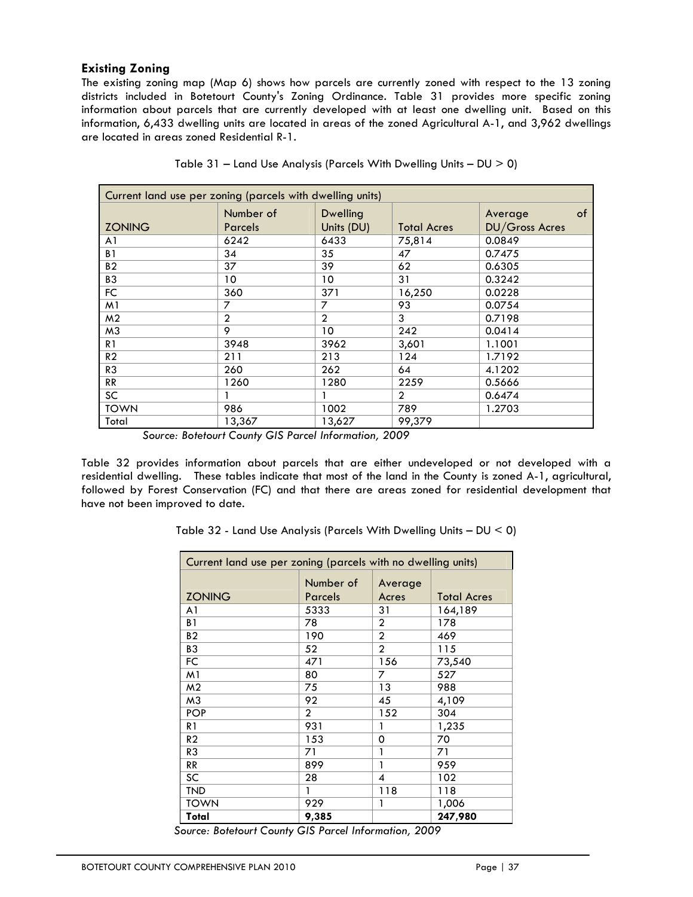## Existing Zoning

The existing zoning map (Map 6) shows how parcels are currently zoned with respect to the 13 zoning districts included in Botetourt County's Zoning Ordinance. Table 31 provides more specific zoning information about parcels that are currently developed with at least one dwelling unit. Based on this information, 6,433 dwelling units are located in areas of the zoned Agricultural A-1, and 3,962 dwellings are located in areas zoned Residential R-1.

Table 31 – Land Use Analysis (Parcels With Dwelling Units – DU > 0)

| Current land use per zoning (parcels with dwelling units) | | | | |
|---|---|---|---|---|
| ZONING | Number of Parcels | Dwelling Units (DU) | Total Acres | Average of DU/Gross Acres |
| A1 | 6242 | 6433 | 75,814 | 0.0849 |
| B1 | 34 | 35 | 47 | 0.7475 |
| B2 | 37 | 39 | 62 | 0.6305 |
| B3 | 10 | 10 | 31 | 0.3242 |
| FC | 360 | 371 | 16,250 | 0.0228 |
| M1 | 7 | 7 | 93 | 0.0754 |
| M2 | 2 | 2 | 3 | 0.7198 |
| M3 | 9 | 10 | 242 | 0.0414 |
| R1 | 3948 | 3962 | 3,601 | 1.1001 |
| R2 | 211 | 213 | 124 | 1.7192 |
| R3 | 260 | 262 | 64 | 4.1202 |
| RR | 1260 | 1280 | 2259 | 0.5666 |
| SC | 1 | 1 | 2 | 0.6474 |
| TOWN | 986 | 1002 | 789 | 1.2703 |
| Total | 13,367 | 13,627 | 99,379 | |

*Source: Botetourt County GIS Parcel Information, 2009*

Table 32 provides information about parcels that are either undeveloped or not developed with a residential dwelling. These tables indicate that most of the land in the County is zoned A-1, agricultural, followed by Forest Conservation (FC) and that there are areas zoned for residential development that have not been improved to date.

Table 32 - Land Use Analysis (Parcels With Dwelling Units – DU < 0)

| Current land use per zoning (parcels with no dwelling units) | | | |
|---|---|---|---|
| ZONING | Number of Parcels | Average Acres | Total Acres |
| A1 | 5333 | 31 | 164,189 |
| B1 | 78 | 2 | 178 |
| B2 | 190 | 2 | 469 |
| B3 | 52 | 2 | 115 |
| FC | 471 | 156 | 73,540 |
| M1 | 80 | 7 | 527 |
| M2 | 75 | 13 | 988 |
| M3 | 92 | 45 | 4,109 |
| POP | 2 | 152 | 304 |
| R1 | 931 | 1 | 1,235 |
| R2 | 153 | 0 | 70 |
| R3 | 71 | 1 | 71 |
| RR | 899 | 1 | 959 |
| SC | 28 | 4 | 102 |
| TND | 1 | 118 | 118 |
| TOWN | 929 | 1 | 1,006 |
| **Total** | **9,385** | | **247,980** |

*Source: Botetourt County GIS Parcel Information, 2009*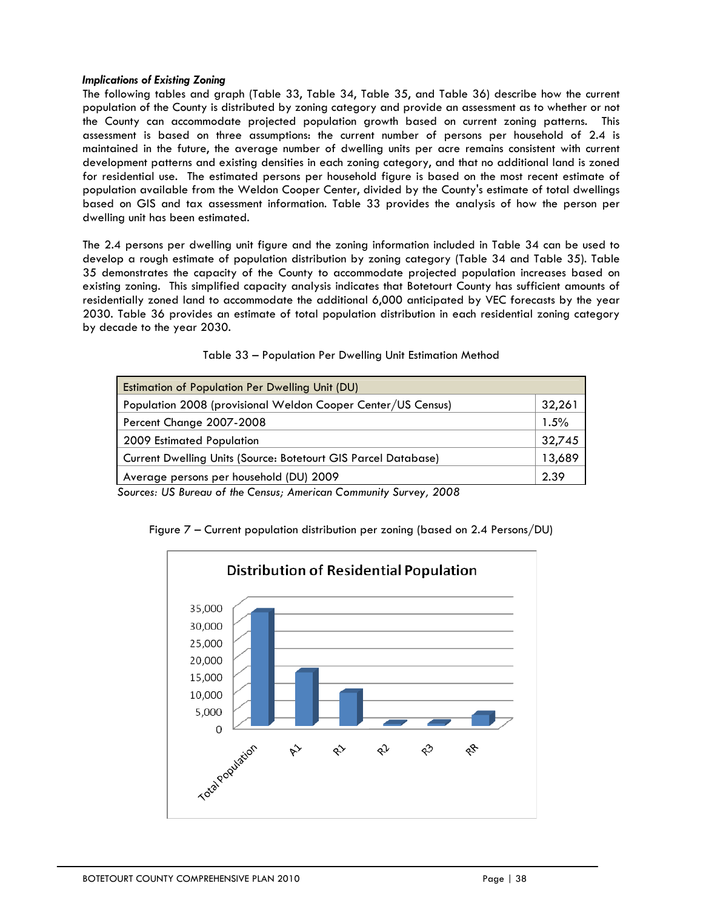### *Implications of Existing Zoning*

The following tables and graph (Table 33, Table 34, Table 35, and Table 36) describe how the current population of the County is distributed by zoning category and provide an assessment as to whether or not the County can accommodate projected population growth based on current zoning patterns. This assessment is based on three assumptions: the current number of persons per household of 2.4 is maintained in the future, the average number of dwelling units per acre remains consistent with current development patterns and existing densities in each zoning category, and that no additional land is zoned for residential use. The estimated persons per household figure is based on the most recent estimate of population available from the Weldon Cooper Center, divided by the County's estimate of total dwellings based on GIS and tax assessment information. Table 33 provides the analysis of how the person per dwelling unit has been estimated.

The 2.4 persons per dwelling unit figure and the zoning information included in Table 34 can be used to develop a rough estimate of population distribution by zoning category (Table 34 and Table 35). Table 35 demonstrates the capacity of the County to accommodate projected population increases based on existing zoning. This simplified capacity analysis indicates that Botetourt County has sufficient amounts of residentially zoned land to accommodate the additional 6,000 anticipated by VEC forecasts by the year 2030. Table 36 provides an estimate of total population distribution in each residential zoning category by decade to the year 2030.

Table 33 – Population Per Dwelling Unit Estimation Method

| Estimation of Population Per Dwelling Unit (DU) | |
|---|---|
| Population 2008 (provisional Weldon Cooper Center/US Census) | 32,261 |
| Percent Change 2007-2008 | 1.5% |
| 2009 Estimated Population | 32,745 |
| Current Dwelling Units (Source: Botetourt GIS Parcel Database) | 13,689 |
| Average persons per household (DU) 2009 | 2.39 |

*Sources: US Bureau of the Census; American Community Survey, 2008*

Figure 7 – Current population distribution per zoning (based on 2.4 Persons/DU)

**Distribution of Residential Population**

| Category | Population (approx., read from chart) |
|---|---|
| Total Population | ~33,000 |
| A1 | ~15,500 |
| R1 | ~9,500 |
| R2 | ~500 |
| R3 | ~700 |
| RR | ~3,000 |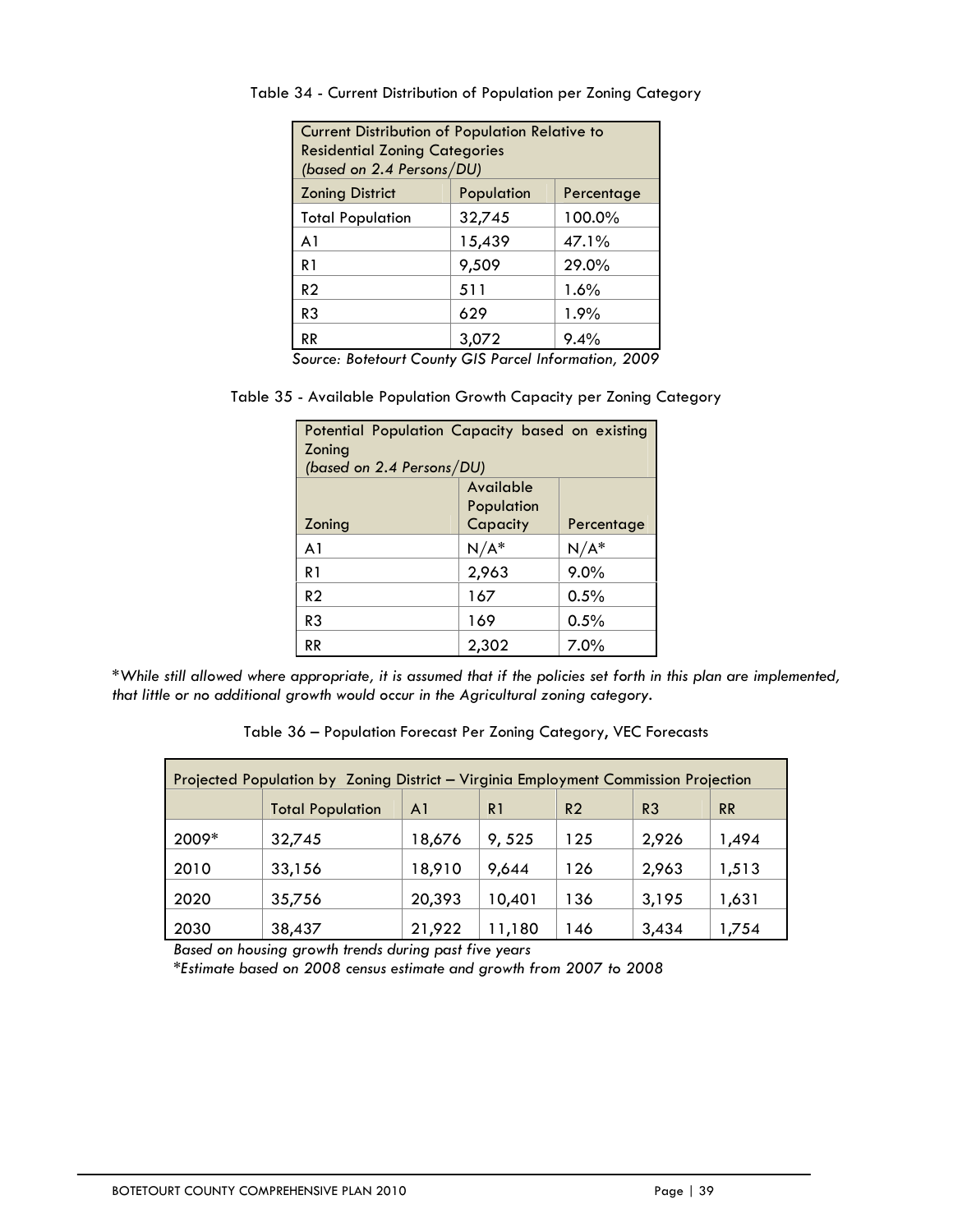Table 34 - Current Distribution of Population per Zoning Category

| Current Distribution of Population Relative to Residential Zoning Categories *(based on 2.4 Persons/DU)* | | |
|---|---|---|
| Zoning District | Population | Percentage |
| Total Population | 32,745 | 100.0% |
| A1 | 15,439 | 47.1% |
| R1 | 9,509 | 29.0% |
| R2 | 511 | 1.6% |
| R3 | 629 | 1.9% |
| RR | 3,072 | 9.4% |

*Source: Botetourt County GIS Parcel Information, 2009*

Table 35 - Available Population Growth Capacity per Zoning Category

| Potential Population Capacity based on existing Zoning *(based on 2.4 Persons/DU)* | | |
|---|---|---|
| Zoning | Available Population Capacity | Percentage |
| A1 | N/A* | N/A* |
| R1 | 2,963 | 9.0% |
| R2 | 167 | 0.5% |
| R3 | 169 | 0.5% |
| RR | 2,302 | 7.0% |

*\*While still allowed where appropriate, it is assumed that if the policies set forth in this plan are implemented, that little or no additional growth would occur in the Agricultural zoning category.*

Table 36 – Population Forecast Per Zoning Category, VEC Forecasts

| Projected Population by Zoning District – Virginia Employment Commission Projection | | | | | | |
|---|---|---|---|---|---|---|
| | Total Population | A1 | R1 | R2 | R3 | RR |
| 2009* | 32,745 | 18,676 | 9, 525 | 125 | 2,926 | 1,494 |
| 2010 | 33,156 | 18,910 | 9,644 | 126 | 2,963 | 1,513 |
| 2020 | 35,756 | 20,393 | 10,401 | 136 | 3,195 | 1,631 |
| 2030 | 38,437 | 21,922 | 11,180 | 146 | 3,434 | 1,754 |

*Based on housing growth trends during past five years*

*\*Estimate based on 2008 census estimate and growth from 2007 to 2008*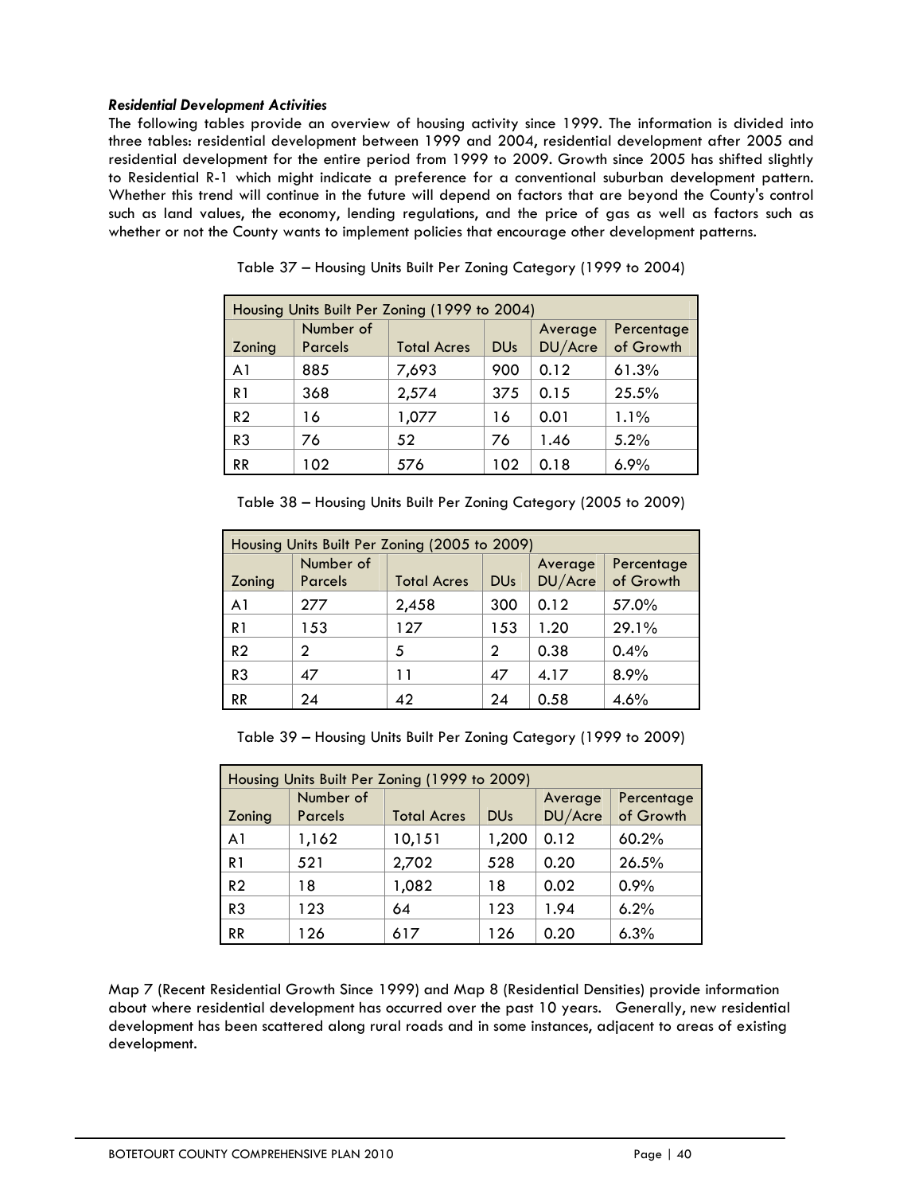***Residential Development Activities***

The following tables provide an overview of housing activity since 1999. The information is divided into three tables: residential development between 1999 and 2004, residential development after 2005 and residential development for the entire period from 1999 to 2009. Growth since 2005 has shifted slightly to Residential R-1 which might indicate a preference for a conventional suburban development pattern. Whether this trend will continue in the future will depend on factors that are beyond the County's control such as land values, the economy, lending regulations, and the price of gas as well as factors such as whether or not the County wants to implement policies that encourage other development patterns.

Table 37 – Housing Units Built Per Zoning Category (1999 to 2004)

| Housing Units Built Per Zoning (1999 to 2004) | | | | | |
|---|---|---|---|---|---|
| Zoning | Number of Parcels | Total Acres | DUs | Average DU/Acre | Percentage of Growth |
| A1 | 885 | 7,693 | 900 | 0.12 | 61.3% |
| R1 | 368 | 2,574 | 375 | 0.15 | 25.5% |
| R2 | 16 | 1,077 | 16 | 0.01 | 1.1% |
| R3 | 76 | 52 | 76 | 1.46 | 5.2% |
| RR | 102 | 576 | 102 | 0.18 | 6.9% |

Table 38 – Housing Units Built Per Zoning Category (2005 to 2009)

| Housing Units Built Per Zoning (2005 to 2009) | | | | | |
|---|---|---|---|---|---|
| Zoning | Number of Parcels | Total Acres | DUs | Average DU/Acre | Percentage of Growth |
| A1 | 277 | 2,458 | 300 | 0.12 | 57.0% |
| R1 | 153 | 127 | 153 | 1.20 | 29.1% |
| R2 | 2 | 5 | 2 | 0.38 | 0.4% |
| R3 | 47 | 11 | 47 | 4.17 | 8.9% |
| RR | 24 | 42 | 24 | 0.58 | 4.6% |

Table 39 – Housing Units Built Per Zoning Category (1999 to 2009)

| Housing Units Built Per Zoning (1999 to 2009) | | | | | |
|---|---|---|---|---|---|
| Zoning | Number of Parcels | Total Acres | DUs | Average DU/Acre | Percentage of Growth |
| A1 | 1,162 | 10,151 | 1,200 | 0.12 | 60.2% |
| R1 | 521 | 2,702 | 528 | 0.20 | 26.5% |
| R2 | 18 | 1,082 | 18 | 0.02 | 0.9% |
| R3 | 123 | 64 | 123 | 1.94 | 6.2% |
| RR | 126 | 617 | 126 | 0.20 | 6.3% |

Map 7 (Recent Residential Growth Since 1999) and Map 8 (Residential Densities) provide information about where residential development has occurred over the past 10 years. Generally, new residential development has been scattered along rural roads and in some instances, adjacent to areas of existing development.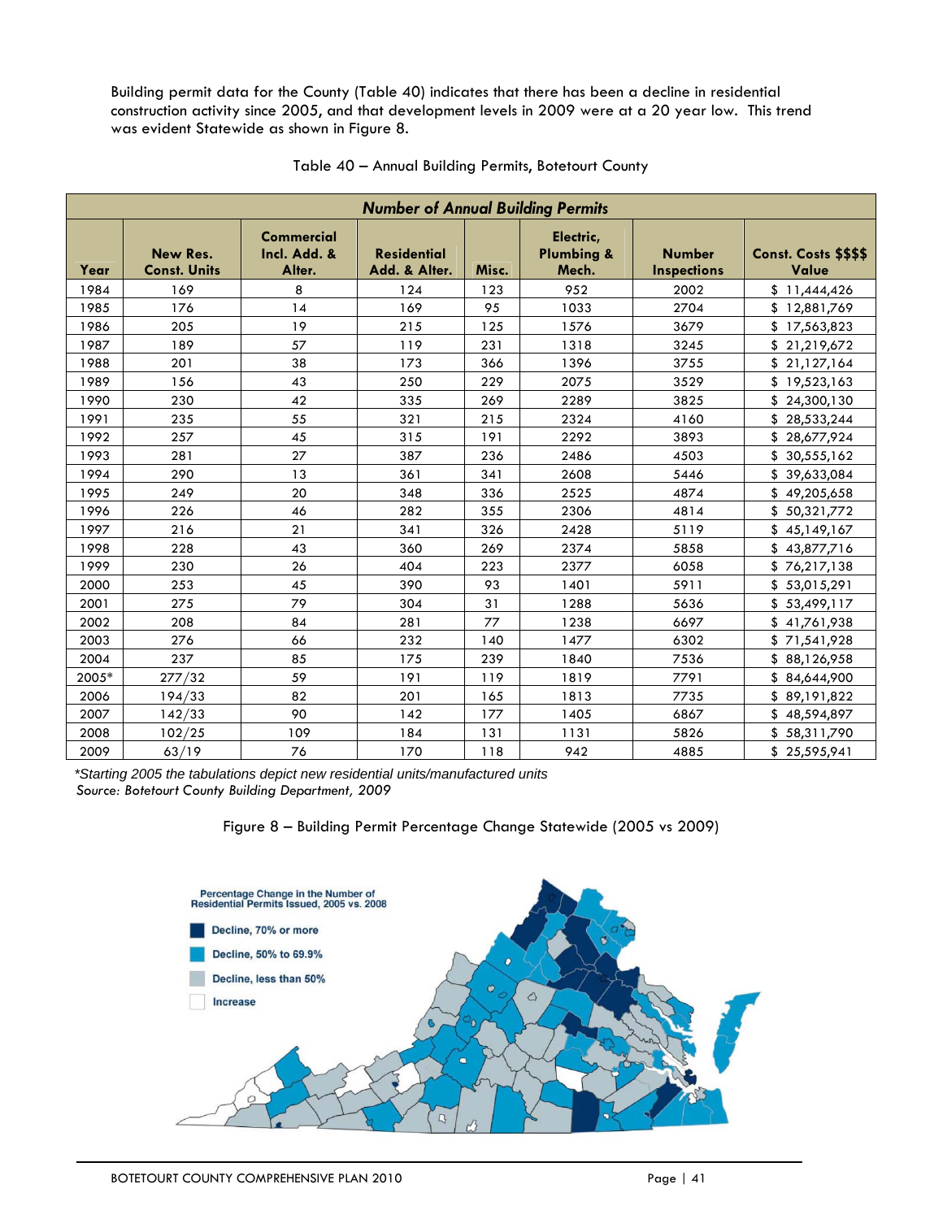Building permit data for the County (Table 40) indicates that there has been a decline in residential construction activity since 2005, and that development levels in 2009 were at a 20 year low. This trend was evident Statewide as shown in Figure 8.

Table 40 – Annual Building Permits, Botetourt County

| *Number of Annual Building Permits* | | | | | | | |
|---|---|---|---|---|---|---|---|
| Year | New Res. Const. Units | Commercial Incl. Add. & Alter. | Residential Add. & Alter. | Misc. | Electric, Plumbing & Mech. | Number Inspections | Const. Costs $$$$ Value |
| 1984 | 169 | 8 | 124 | 123 | 952 | 2002 | $ 11,444,426 |
| 1985 | 176 | 14 | 169 | 95 | 1033 | 2704 | $ 12,881,769 |
| 1986 | 205 | 19 | 215 | 125 | 1576 | 3679 | $ 17,563,823 |
| 1987 | 189 | 57 | 119 | 231 | 1318 | 3245 | $ 21,219,672 |
| 1988 | 201 | 38 | 173 | 366 | 1396 | 3755 | $ 21,127,164 |
| 1989 | 156 | 43 | 250 | 229 | 2075 | 3529 | $ 19,523,163 |
| 1990 | 230 | 42 | 335 | 269 | 2289 | 3825 | $ 24,300,130 |
| 1991 | 235 | 55 | 321 | 215 | 2324 | 4160 | $ 28,533,244 |
| 1992 | 257 | 45 | 315 | 191 | 2292 | 3893 | $ 28,677,924 |
| 1993 | 281 | 27 | 387 | 236 | 2486 | 4503 | $ 30,555,162 |
| 1994 | 290 | 13 | 361 | 341 | 2608 | 5446 | $ 39,633,084 |
| 1995 | 249 | 20 | 348 | 336 | 2525 | 4874 | $ 49,205,658 |
| 1996 | 226 | 46 | 282 | 355 | 2306 | 4814 | $ 50,321,772 |
| 1997 | 216 | 21 | 341 | 326 | 2428 | 5119 | $ 45,149,167 |
| 1998 | 228 | 43 | 360 | 269 | 2374 | 5858 | $ 43,877,716 |
| 1999 | 230 | 26 | 404 | 223 | 2377 | 6058 | $ 76,217,138 |
| 2000 | 253 | 45 | 390 | 93 | 1401 | 5911 | $ 53,015,291 |
| 2001 | 275 | 79 | 304 | 31 | 1288 | 5636 | $ 53,499,117 |
| 2002 | 208 | 84 | 281 | 77 | 1238 | 6697 | $ 41,761,938 |
| 2003 | 276 | 66 | 232 | 140 | 1477 | 6302 | $ 71,541,928 |
| 2004 | 237 | 85 | 175 | 239 | 1840 | 7536 | $ 88,126,958 |
| 2005* | 277/32 | 59 | 191 | 119 | 1819 | 7791 | $ 84,644,900 |
| 2006 | 194/33 | 82 | 201 | 165 | 1813 | 7735 | $ 89,191,822 |
| 2007 | 142/33 | 90 | 142 | 177 | 1405 | 6867 | $ 48,594,897 |
| 2008 | 102/25 | 109 | 184 | 131 | 1131 | 5826 | $ 58,311,790 |
| 2009 | 63/19 | 76 | 170 | 118 | 942 | 4885 | $ 25,595,941 |

*\*Starting 2005 the tabulations depict new residential units/manufactured units*

*Source: Botetourt County Building Department, 2009*

Figure 8 – Building Permit Percentage Change Statewide (2005 vs 2009)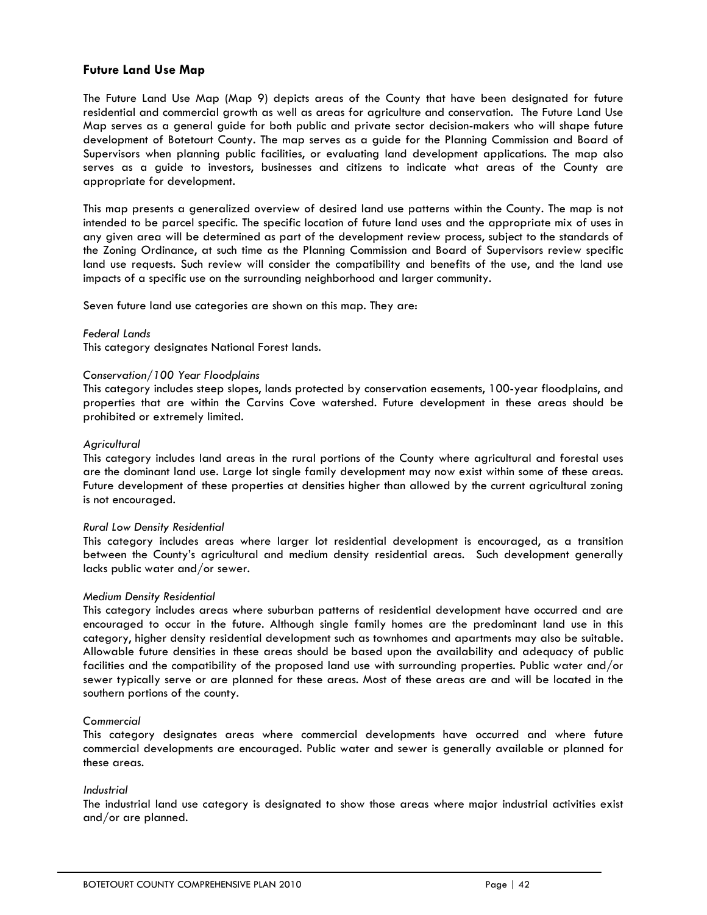## Future Land Use Map

The Future Land Use Map (Map 9) depicts areas of the County that have been designated for future residential and commercial growth as well as areas for agriculture and conservation. The Future Land Use Map serves as a general guide for both public and private sector decision-makers who will shape future development of Botetourt County. The map serves as a guide for the Planning Commission and Board of Supervisors when planning public facilities, or evaluating land development applications. The map also serves as a guide to investors, businesses and citizens to indicate what areas of the County are appropriate for development.

This map presents a generalized overview of desired land use patterns within the County. The map is not intended to be parcel specific. The specific location of future land uses and the appropriate mix of uses in any given area will be determined as part of the development review process, subject to the standards of the Zoning Ordinance, at such time as the Planning Commission and Board of Supervisors review specific land use requests. Such review will consider the compatibility and benefits of the use, and the land use impacts of a specific use on the surrounding neighborhood and larger community.

Seven future land use categories are shown on this map. They are:

*Federal Lands*
This category designates National Forest lands.

*Conservation/100 Year Floodplains*
This category includes steep slopes, lands protected by conservation easements, 100-year floodplains, and properties that are within the Carvins Cove watershed. Future development in these areas should be prohibited or extremely limited.

*Agricultural*
This category includes land areas in the rural portions of the County where agricultural and forestal uses are the dominant land use. Large lot single family development may now exist within some of these areas. Future development of these properties at densities higher than allowed by the current agricultural zoning is not encouraged.

*Rural Low Density Residential*
This category includes areas where larger lot residential development is encouraged, as a transition between the County's agricultural and medium density residential areas. Such development generally lacks public water and/or sewer.

*Medium Density Residential*
This category includes areas where suburban patterns of residential development have occurred and are encouraged to occur in the future. Although single family homes are the predominant land use in this category, higher density residential development such as townhomes and apartments may also be suitable. Allowable future densities in these areas should be based upon the availability and adequacy of public facilities and the compatibility of the proposed land use with surrounding properties. Public water and/or sewer typically serve or are planned for these areas. Most of these areas are and will be located in the southern portions of the county.

*Commercial*
This category designates areas where commercial developments have occurred and where future commercial developments are encouraged. Public water and sewer is generally available or planned for these areas.

*Industrial*
The industrial land use category is designated to show those areas where major industrial activities exist and/or are planned.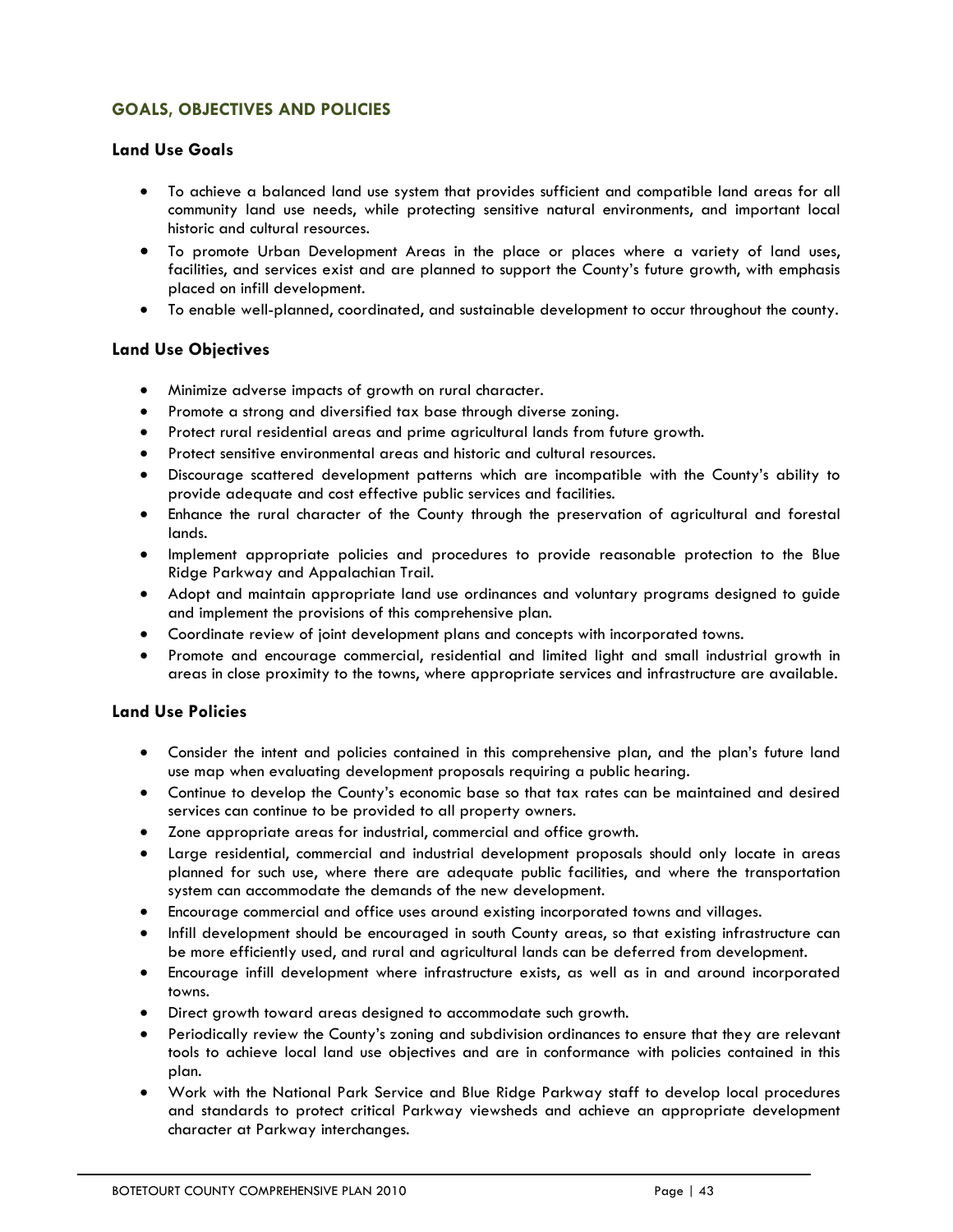## GOALS, OBJECTIVES AND POLICIES

### Land Use Goals

- To achieve a balanced land use system that provides sufficient and compatible land areas for all community land use needs, while protecting sensitive natural environments, and important local historic and cultural resources.
- To promote Urban Development Areas in the place or places where a variety of land uses, facilities, and services exist and are planned to support the County's future growth, with emphasis placed on infill development.
- To enable well-planned, coordinated, and sustainable development to occur throughout the county.

### Land Use Objectives

- Minimize adverse impacts of growth on rural character.
- Promote a strong and diversified tax base through diverse zoning.
- Protect rural residential areas and prime agricultural lands from future growth.
- Protect sensitive environmental areas and historic and cultural resources.
- Discourage scattered development patterns which are incompatible with the County's ability to provide adequate and cost effective public services and facilities.
- Enhance the rural character of the County through the preservation of agricultural and forestal lands.
- Implement appropriate policies and procedures to provide reasonable protection to the Blue Ridge Parkway and Appalachian Trail.
- Adopt and maintain appropriate land use ordinances and voluntary programs designed to guide and implement the provisions of this comprehensive plan.
- Coordinate review of joint development plans and concepts with incorporated towns.
- Promote and encourage commercial, residential and limited light and small industrial growth in areas in close proximity to the towns, where appropriate services and infrastructure are available.

### Land Use Policies

- Consider the intent and policies contained in this comprehensive plan, and the plan's future land use map when evaluating development proposals requiring a public hearing.
- Continue to develop the County's economic base so that tax rates can be maintained and desired services can continue to be provided to all property owners.
- Zone appropriate areas for industrial, commercial and office growth.
- Large residential, commercial and industrial development proposals should only locate in areas planned for such use, where there are adequate public facilities, and where the transportation system can accommodate the demands of the new development.
- Encourage commercial and office uses around existing incorporated towns and villages.
- Infill development should be encouraged in south County areas, so that existing infrastructure can be more efficiently used, and rural and agricultural lands can be deferred from development.
- Encourage infill development where infrastructure exists, as well as in and around incorporated towns.
- Direct growth toward areas designed to accommodate such growth.
- Periodically review the County's zoning and subdivision ordinances to ensure that they are relevant tools to achieve local land use objectives and are in conformance with policies contained in this plan.
- Work with the National Park Service and Blue Ridge Parkway staff to develop local procedures and standards to protect critical Parkway viewsheds and achieve an appropriate development character at Parkway interchanges.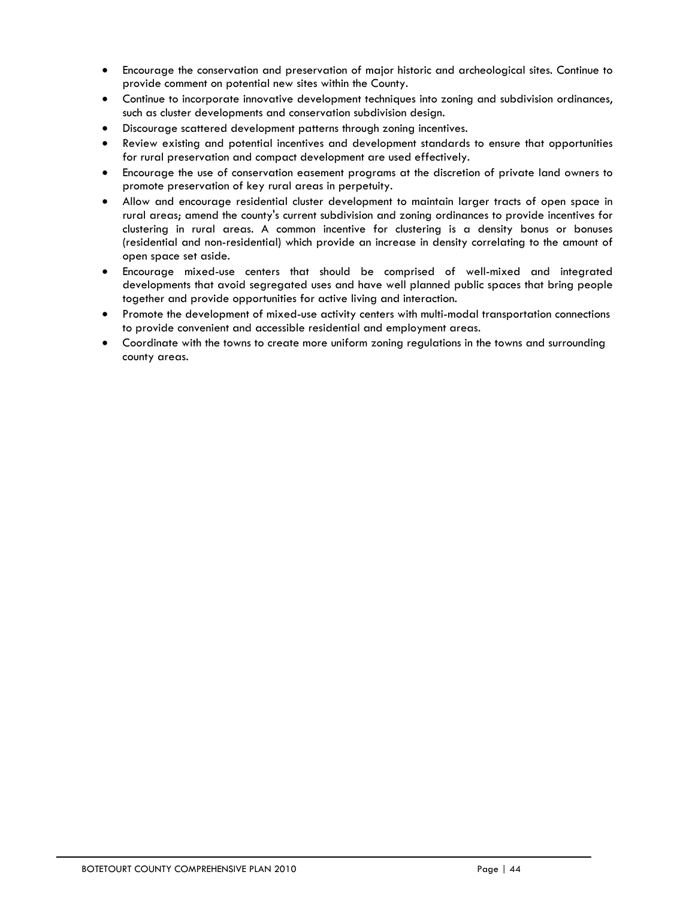- Encourage the conservation and preservation of major historic and archeological sites. Continue to provide comment on potential new sites within the County.
- Continue to incorporate innovative development techniques into zoning and subdivision ordinances, such as cluster developments and conservation subdivision design.
- Discourage scattered development patterns through zoning incentives.
- Review existing and potential incentives and development standards to ensure that opportunities for rural preservation and compact development are used effectively.
- Encourage the use of conservation easement programs at the discretion of private land owners to promote preservation of key rural areas in perpetuity.
- Allow and encourage residential cluster development to maintain larger tracts of open space in rural areas; amend the county's current subdivision and zoning ordinances to provide incentives for clustering in rural areas. A common incentive for clustering is a density bonus or bonuses (residential and non-residential) which provide an increase in density correlating to the amount of open space set aside.
- Encourage mixed-use centers that should be comprised of well-mixed and integrated developments that avoid segregated uses and have well planned public spaces that bring people together and provide opportunities for active living and interaction.
- Promote the development of mixed-use activity centers with multi-modal transportation connections to provide convenient and accessible residential and employment areas.
- Coordinate with the towns to create more uniform zoning regulations in the towns and surrounding county areas.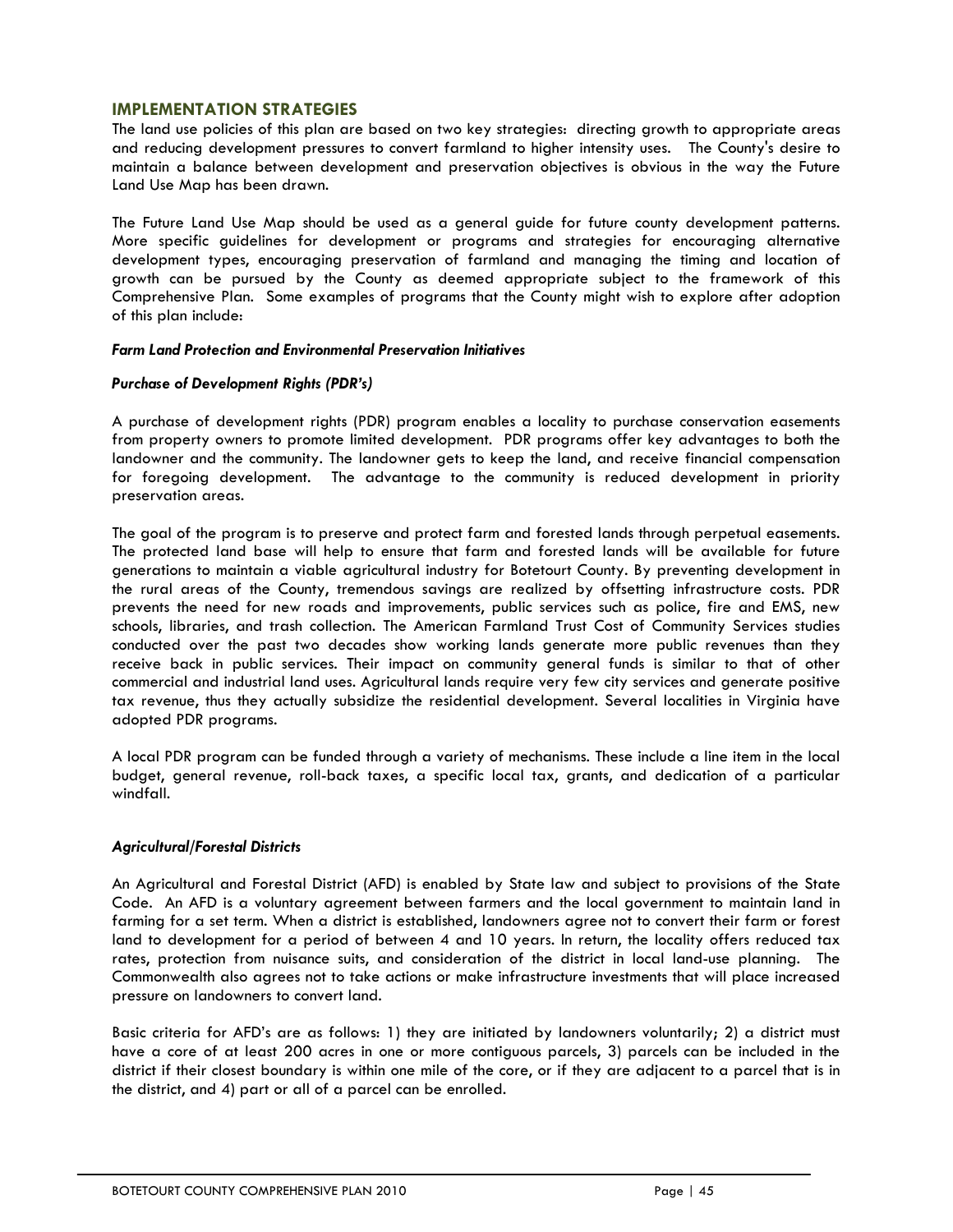## IMPLEMENTATION STRATEGIES

The land use policies of this plan are based on two key strategies: directing growth to appropriate areas and reducing development pressures to convert farmland to higher intensity uses. The County's desire to maintain a balance between development and preservation objectives is obvious in the way the Future Land Use Map has been drawn.

The Future Land Use Map should be used as a general guide for future county development patterns. More specific guidelines for development or programs and strategies for encouraging alternative development types, encouraging preservation of farmland and managing the timing and location of growth can be pursued by the County as deemed appropriate subject to the framework of this Comprehensive Plan. Some examples of programs that the County might wish to explore after adoption of this plan include:

***Farm Land Protection and Environmental Preservation Initiatives***

***Purchase of Development Rights (PDR's)***

A purchase of development rights (PDR) program enables a locality to purchase conservation easements from property owners to promote limited development. PDR programs offer key advantages to both the landowner and the community. The landowner gets to keep the land, and receive financial compensation for foregoing development. The advantage to the community is reduced development in priority preservation areas.

The goal of the program is to preserve and protect farm and forested lands through perpetual easements. The protected land base will help to ensure that farm and forested lands will be available for future generations to maintain a viable agricultural industry for Botetourt County. By preventing development in the rural areas of the County, tremendous savings are realized by offsetting infrastructure costs. PDR prevents the need for new roads and improvements, public services such as police, fire and EMS, new schools, libraries, and trash collection. The American Farmland Trust Cost of Community Services studies conducted over the past two decades show working lands generate more public revenues than they receive back in public services. Their impact on community general funds is similar to that of other commercial and industrial land uses. Agricultural lands require very few city services and generate positive tax revenue, thus they actually subsidize the residential development. Several localities in Virginia have adopted PDR programs.

A local PDR program can be funded through a variety of mechanisms. These include a line item in the local budget, general revenue, roll-back taxes, a specific local tax, grants, and dedication of a particular windfall.

***Agricultural/Forestal Districts***

An Agricultural and Forestal District (AFD) is enabled by State law and subject to provisions of the State Code. An AFD is a voluntary agreement between farmers and the local government to maintain land in farming for a set term. When a district is established, landowners agree not to convert their farm or forest land to development for a period of between 4 and 10 years. In return, the locality offers reduced tax rates, protection from nuisance suits, and consideration of the district in local land-use planning. The Commonwealth also agrees not to take actions or make infrastructure investments that will place increased pressure on landowners to convert land.

Basic criteria for AFD's are as follows: 1) they are initiated by landowners voluntarily; 2) a district must have a core of at least 200 acres in one or more contiguous parcels, 3) parcels can be included in the district if their closest boundary is within one mile of the core, or if they are adjacent to a parcel that is in the district, and 4) part or all of a parcel can be enrolled.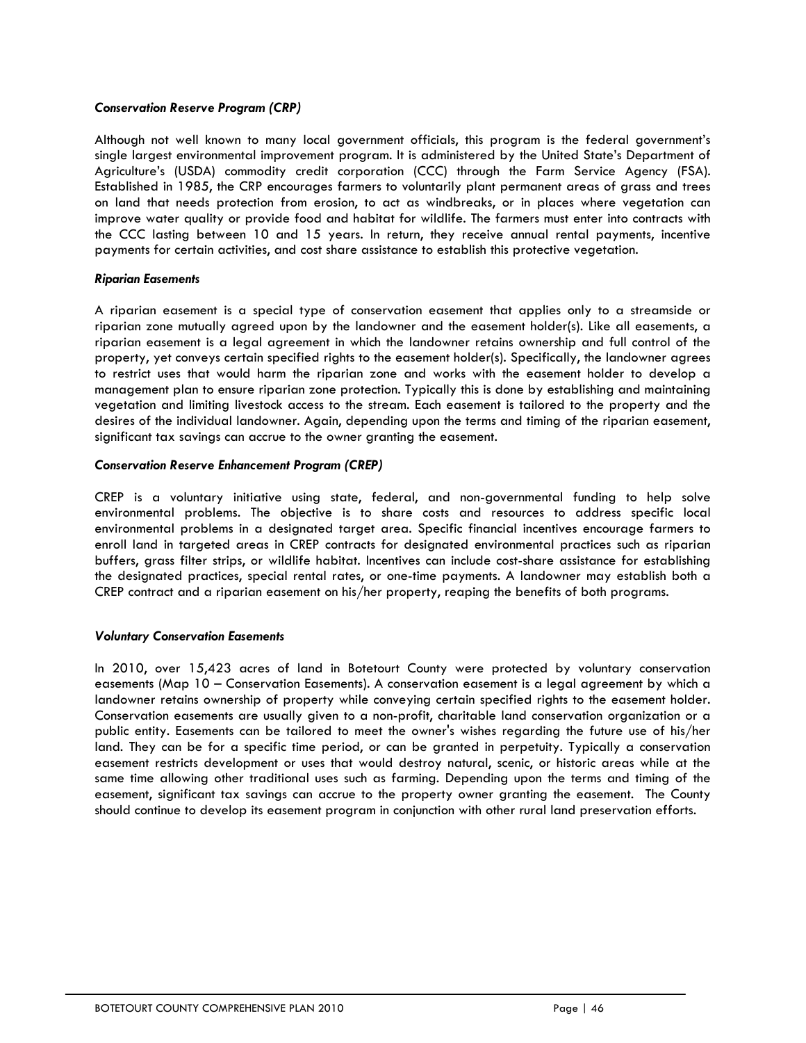***Conservation Reserve Program (CRP)***

Although not well known to many local government officials, this program is the federal government's single largest environmental improvement program. It is administered by the United State's Department of Agriculture's (USDA) commodity credit corporation (CCC) through the Farm Service Agency (FSA). Established in 1985, the CRP encourages farmers to voluntarily plant permanent areas of grass and trees on land that needs protection from erosion, to act as windbreaks, or in places where vegetation can improve water quality or provide food and habitat for wildlife. The farmers must enter into contracts with the CCC lasting between 10 and 15 years. In return, they receive annual rental payments, incentive payments for certain activities, and cost share assistance to establish this protective vegetation.

***Riparian Easements***

A riparian easement is a special type of conservation easement that applies only to a streamside or riparian zone mutually agreed upon by the landowner and the easement holder(s). Like all easements, a riparian easement is a legal agreement in which the landowner retains ownership and full control of the property, yet conveys certain specified rights to the easement holder(s). Specifically, the landowner agrees to restrict uses that would harm the riparian zone and works with the easement holder to develop a management plan to ensure riparian zone protection. Typically this is done by establishing and maintaining vegetation and limiting livestock access to the stream. Each easement is tailored to the property and the desires of the individual landowner. Again, depending upon the terms and timing of the riparian easement, significant tax savings can accrue to the owner granting the easement.

***Conservation Reserve Enhancement Program (CREP)***

CREP is a voluntary initiative using state, federal, and non-governmental funding to help solve environmental problems. The objective is to share costs and resources to address specific local environmental problems in a designated target area. Specific financial incentives encourage farmers to enroll land in targeted areas in CREP contracts for designated environmental practices such as riparian buffers, grass filter strips, or wildlife habitat. Incentives can include cost-share assistance for establishing the designated practices, special rental rates, or one-time payments. A landowner may establish both a CREP contract and a riparian easement on his/her property, reaping the benefits of both programs.

***Voluntary Conservation Easements***

In 2010, over 15,423 acres of land in Botetourt County were protected by voluntary conservation easements (Map 10 – Conservation Easements). A conservation easement is a legal agreement by which a landowner retains ownership of property while conveying certain specified rights to the easement holder. Conservation easements are usually given to a non-profit, charitable land conservation organization or a public entity. Easements can be tailored to meet the owner's wishes regarding the future use of his/her land. They can be for a specific time period, or can be granted in perpetuity. Typically a conservation easement restricts development or uses that would destroy natural, scenic, or historic areas while at the same time allowing other traditional uses such as farming. Depending upon the terms and timing of the easement, significant tax savings can accrue to the property owner granting the easement. The County should continue to develop its easement program in conjunction with other rural land preservation efforts.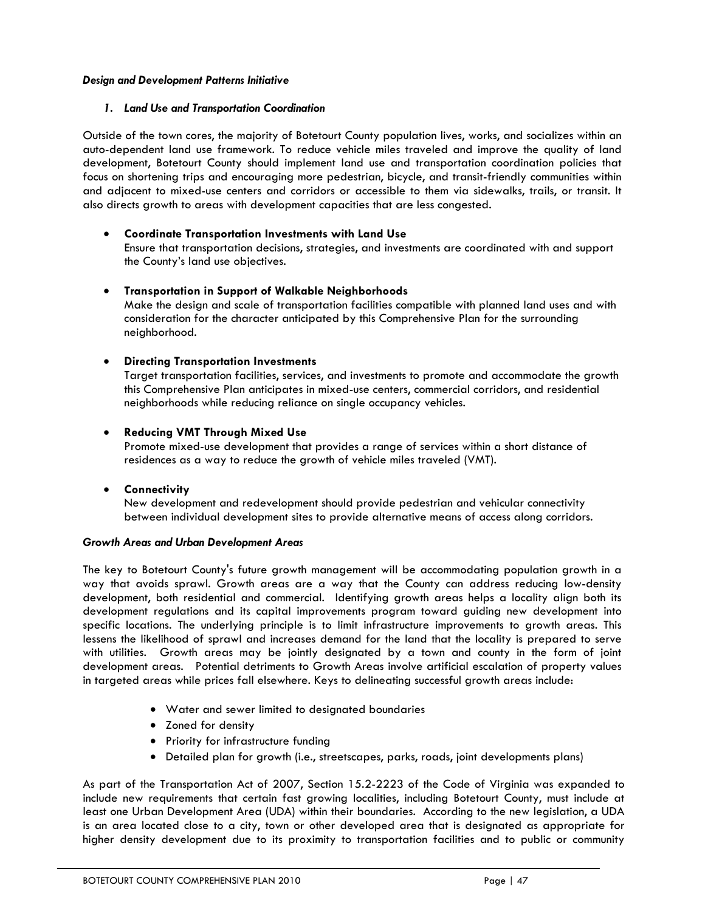***Design and Development Patterns Initiative***

***1. Land Use and Transportation Coordination***

Outside of the town cores, the majority of Botetourt County population lives, works, and socializes within an auto-dependent land use framework. To reduce vehicle miles traveled and improve the quality of land development, Botetourt County should implement land use and transportation coordination policies that focus on shortening trips and encouraging more pedestrian, bicycle, and transit-friendly communities within and adjacent to mixed-use centers and corridors or accessible to them via sidewalks, trails, or transit. It also directs growth to areas with development capacities that are less congested.

- **Coordinate Transportation Investments with Land Use**
  Ensure that transportation decisions, strategies, and investments are coordinated with and support the County's land use objectives.

- **Transportation in Support of Walkable Neighborhoods**
  Make the design and scale of transportation facilities compatible with planned land uses and with consideration for the character anticipated by this Comprehensive Plan for the surrounding neighborhood.

- **Directing Transportation Investments**
  Target transportation facilities, services, and investments to promote and accommodate the growth this Comprehensive Plan anticipates in mixed-use centers, commercial corridors, and residential neighborhoods while reducing reliance on single occupancy vehicles.

- **Reducing VMT Through Mixed Use**
  Promote mixed-use development that provides a range of services within a short distance of residences as a way to reduce the growth of vehicle miles traveled (VMT).

- **Connectivity**
  New development and redevelopment should provide pedestrian and vehicular connectivity between individual development sites to provide alternative means of access along corridors.

***Growth Areas and Urban Development Areas***

The key to Botetourt County's future growth management will be accommodating population growth in a way that avoids sprawl. Growth areas are a way that the County can address reducing low-density development, both residential and commercial. Identifying growth areas helps a locality align both its development regulations and its capital improvements program toward guiding new development into specific locations. The underlying principle is to limit infrastructure improvements to growth areas. This lessens the likelihood of sprawl and increases demand for the land that the locality is prepared to serve with utilities. Growth areas may be jointly designated by a town and county in the form of joint development areas. Potential detriments to Growth Areas involve artificial escalation of property values in targeted areas while prices fall elsewhere. Keys to delineating successful growth areas include:

- Water and sewer limited to designated boundaries
- Zoned for density
- Priority for infrastructure funding
- Detailed plan for growth (i.e., streetscapes, parks, roads, joint developments plans)

As part of the Transportation Act of 2007, Section 15.2-2223 of the Code of Virginia was expanded to include new requirements that certain fast growing localities, including Botetourt County, must include at least one Urban Development Area (UDA) within their boundaries. According to the new legislation, a UDA is an area located close to a city, town or other developed area that is designated as appropriate for higher density development due to its proximity to transportation facilities and to public or community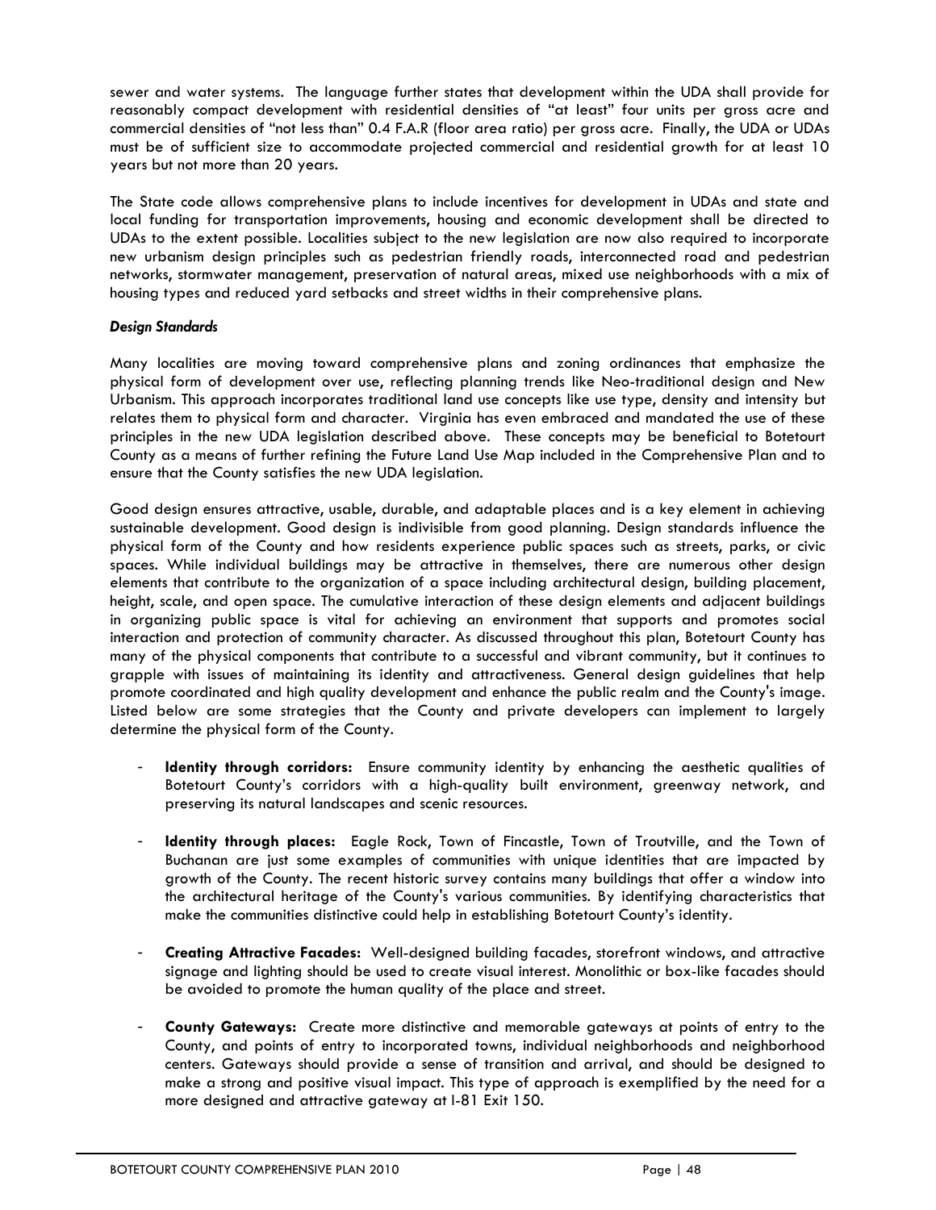sewer and water systems. The language further states that development within the UDA shall provide for reasonably compact development with residential densities of "at least" four units per gross acre and commercial densities of "not less than" 0.4 F.A.R (floor area ratio) per gross acre. Finally, the UDA or UDAs must be of sufficient size to accommodate projected commercial and residential growth for at least 10 years but not more than 20 years.

The State code allows comprehensive plans to include incentives for development in UDAs and state and local funding for transportation improvements, housing and economic development shall be directed to UDAs to the extent possible. Localities subject to the new legislation are now also required to incorporate new urbanism design principles such as pedestrian friendly roads, interconnected road and pedestrian networks, stormwater management, preservation of natural areas, mixed use neighborhoods with a mix of housing types and reduced yard setbacks and street widths in their comprehensive plans.

***Design Standards***

Many localities are moving toward comprehensive plans and zoning ordinances that emphasize the physical form of development over use, reflecting planning trends like Neo-traditional design and New Urbanism. This approach incorporates traditional land use concepts like use type, density and intensity but relates them to physical form and character. Virginia has even embraced and mandated the use of these principles in the new UDA legislation described above. These concepts may be beneficial to Botetourt County as a means of further refining the Future Land Use Map included in the Comprehensive Plan and to ensure that the County satisfies the new UDA legislation.

Good design ensures attractive, usable, durable, and adaptable places and is a key element in achieving sustainable development. Good design is indivisible from good planning. Design standards influence the physical form of the County and how residents experience public spaces such as streets, parks, or civic spaces. While individual buildings may be attractive in themselves, there are numerous other design elements that contribute to the organization of a space including architectural design, building placement, height, scale, and open space. The cumulative interaction of these design elements and adjacent buildings in organizing public space is vital for achieving an environment that supports and promotes social interaction and protection of community character. As discussed throughout this plan, Botetourt County has many of the physical components that contribute to a successful and vibrant community, but it continues to grapple with issues of maintaining its identity and attractiveness. General design guidelines that help promote coordinated and high quality development and enhance the public realm and the County's image. Listed below are some strategies that the County and private developers can implement to largely determine the physical form of the County.

- **Identity through corridors:** Ensure community identity by enhancing the aesthetic qualities of Botetourt County's corridors with a high-quality built environment, greenway network, and preserving its natural landscapes and scenic resources.

- **Identity through places:** Eagle Rock, Town of Fincastle, Town of Troutville, and the Town of Buchanan are just some examples of communities with unique identities that are impacted by growth of the County. The recent historic survey contains many buildings that offer a window into the architectural heritage of the County's various communities. By identifying characteristics that make the communities distinctive could help in establishing Botetourt County's identity.

- **Creating Attractive Facades:** Well-designed building facades, storefront windows, and attractive signage and lighting should be used to create visual interest. Monolithic or box-like facades should be avoided to promote the human quality of the place and street.

- **County Gateways:** Create more distinctive and memorable gateways at points of entry to the County, and points of entry to incorporated towns, individual neighborhoods and neighborhood centers. Gateways should provide a sense of transition and arrival, and should be designed to make a strong and positive visual impact. This type of approach is exemplified by the need for a more designed and attractive gateway at I-81 Exit 150.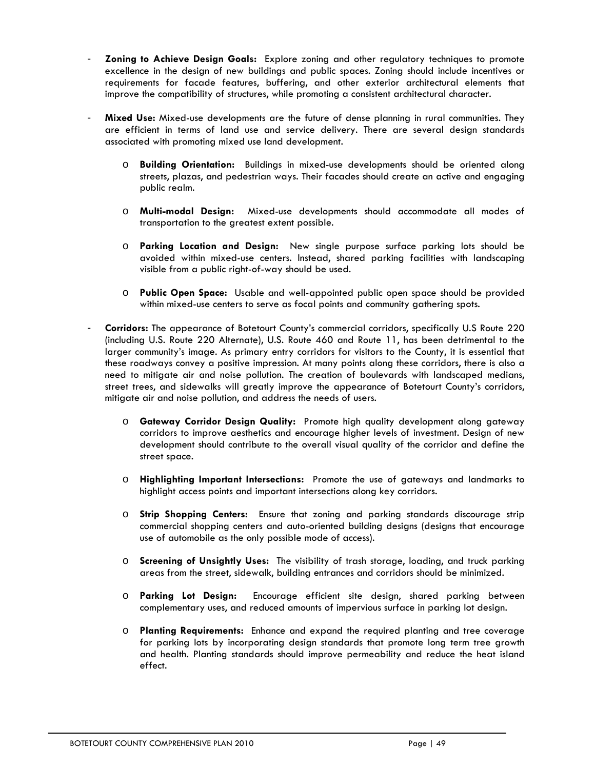- **Zoning to Achieve Design Goals:** Explore zoning and other regulatory techniques to promote excellence in the design of new buildings and public spaces. Zoning should include incentives or requirements for facade features, buffering, and other exterior architectural elements that improve the compatibility of structures, while promoting a consistent architectural character.

- **Mixed Use:** Mixed-use developments are the future of dense planning in rural communities. They are efficient in terms of land use and service delivery. There are several design standards associated with promoting mixed use land development.

  - **Building Orientation:** Buildings in mixed-use developments should be oriented along streets, plazas, and pedestrian ways. Their facades should create an active and engaging public realm.

  - **Multi-modal Design:** Mixed-use developments should accommodate all modes of transportation to the greatest extent possible.

  - **Parking Location and Design:** New single purpose surface parking lots should be avoided within mixed-use centers. Instead, shared parking facilities with landscaping visible from a public right-of-way should be used.

  - **Public Open Space:** Usable and well-appointed public open space should be provided within mixed-use centers to serve as focal points and community gathering spots.

- **Corridors:** The appearance of Botetourt County's commercial corridors, specifically U.S Route 220 (including U.S. Route 220 Alternate), U.S. Route 460 and Route 11, has been detrimental to the larger community's image. As primary entry corridors for visitors to the County, it is essential that these roadways convey a positive impression. At many points along these corridors, there is also a need to mitigate air and noise pollution. The creation of boulevards with landscaped medians, street trees, and sidewalks will greatly improve the appearance of Botetourt County's corridors, mitigate air and noise pollution, and address the needs of users.

  - **Gateway Corridor Design Quality:** Promote high quality development along gateway corridors to improve aesthetics and encourage higher levels of investment. Design of new development should contribute to the overall visual quality of the corridor and define the street space.

  - **Highlighting Important Intersections:** Promote the use of gateways and landmarks to highlight access points and important intersections along key corridors.

  - **Strip Shopping Centers:** Ensure that zoning and parking standards discourage strip commercial shopping centers and auto-oriented building designs (designs that encourage use of automobile as the only possible mode of access).

  - **Screening of Unsightly Uses:** The visibility of trash storage, loading, and truck parking areas from the street, sidewalk, building entrances and corridors should be minimized.

  - **Parking Lot Design:** Encourage efficient site design, shared parking between complementary uses, and reduced amounts of impervious surface in parking lot design.

  - **Planting Requirements:** Enhance and expand the required planting and tree coverage for parking lots by incorporating design standards that promote long term tree growth and health. Planting standards should improve permeability and reduce the heat island effect.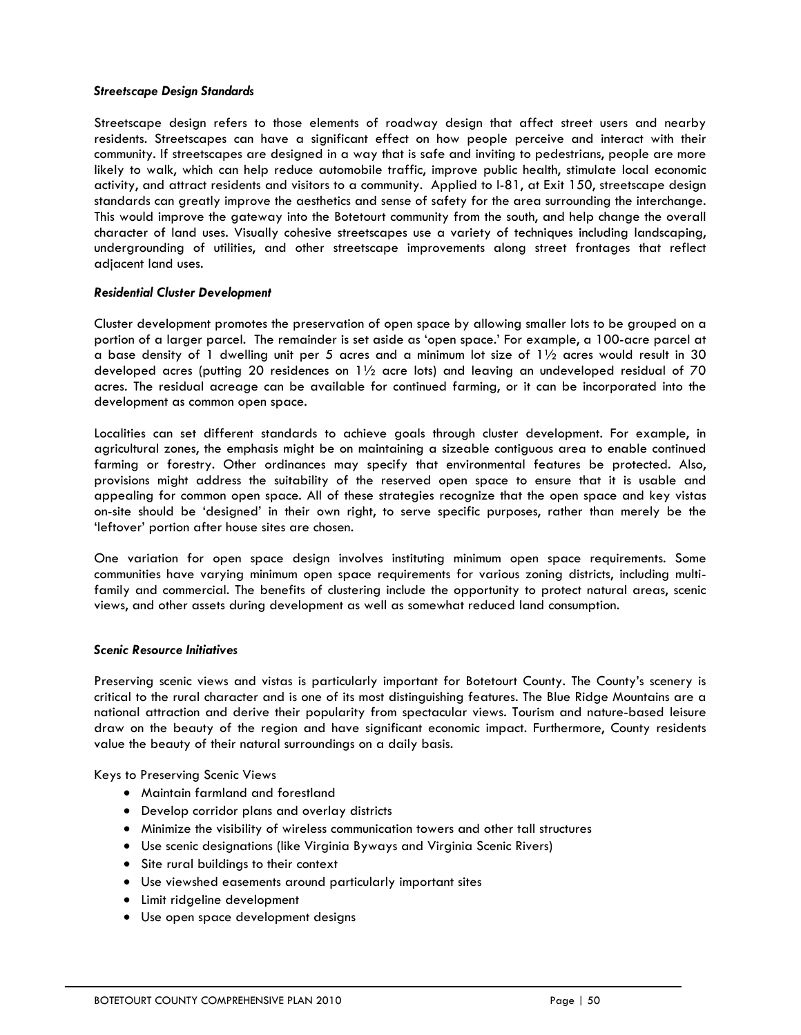### *Streetscape Design Standards*

Streetscape design refers to those elements of roadway design that affect street users and nearby residents. Streetscapes can have a significant effect on how people perceive and interact with their community. If streetscapes are designed in a way that is safe and inviting to pedestrians, people are more likely to walk, which can help reduce automobile traffic, improve public health, stimulate local economic activity, and attract residents and visitors to a community. Applied to I-81, at Exit 150, streetscape design standards can greatly improve the aesthetics and sense of safety for the area surrounding the interchange. This would improve the gateway into the Botetourt community from the south, and help change the overall character of land uses. Visually cohesive streetscapes use a variety of techniques including landscaping, undergrounding of utilities, and other streetscape improvements along street frontages that reflect adjacent land uses.

### *Residential Cluster Development*

Cluster development promotes the preservation of open space by allowing smaller lots to be grouped on a portion of a larger parcel. The remainder is set aside as 'open space.' For example, a 100-acre parcel at a base density of 1 dwelling unit per 5 acres and a minimum lot size of 1½ acres would result in 30 developed acres (putting 20 residences on 1½ acre lots) and leaving an undeveloped residual of 70 acres. The residual acreage can be available for continued farming, or it can be incorporated into the development as common open space.

Localities can set different standards to achieve goals through cluster development. For example, in agricultural zones, the emphasis might be on maintaining a sizeable contiguous area to enable continued farming or forestry. Other ordinances may specify that environmental features be protected. Also, provisions might address the suitability of the reserved open space to ensure that it is usable and appealing for common open space. All of these strategies recognize that the open space and key vistas on-site should be 'designed' in their own right, to serve specific purposes, rather than merely be the 'leftover' portion after house sites are chosen.

One variation for open space design involves instituting minimum open space requirements. Some communities have varying minimum open space requirements for various zoning districts, including multi-family and commercial. The benefits of clustering include the opportunity to protect natural areas, scenic views, and other assets during development as well as somewhat reduced land consumption.

### *Scenic Resource Initiatives*

Preserving scenic views and vistas is particularly important for Botetourt County. The County's scenery is critical to the rural character and is one of its most distinguishing features. The Blue Ridge Mountains are a national attraction and derive their popularity from spectacular views. Tourism and nature-based leisure draw on the beauty of the region and have significant economic impact. Furthermore, County residents value the beauty of their natural surroundings on a daily basis.

Keys to Preserving Scenic Views

- Maintain farmland and forestland
- Develop corridor plans and overlay districts
- Minimize the visibility of wireless communication towers and other tall structures
- Use scenic designations (like Virginia Byways and Virginia Scenic Rivers)
- Site rural buildings to their context
- Use viewshed easements around particularly important sites
- Limit ridgeline development
- Use open space development designs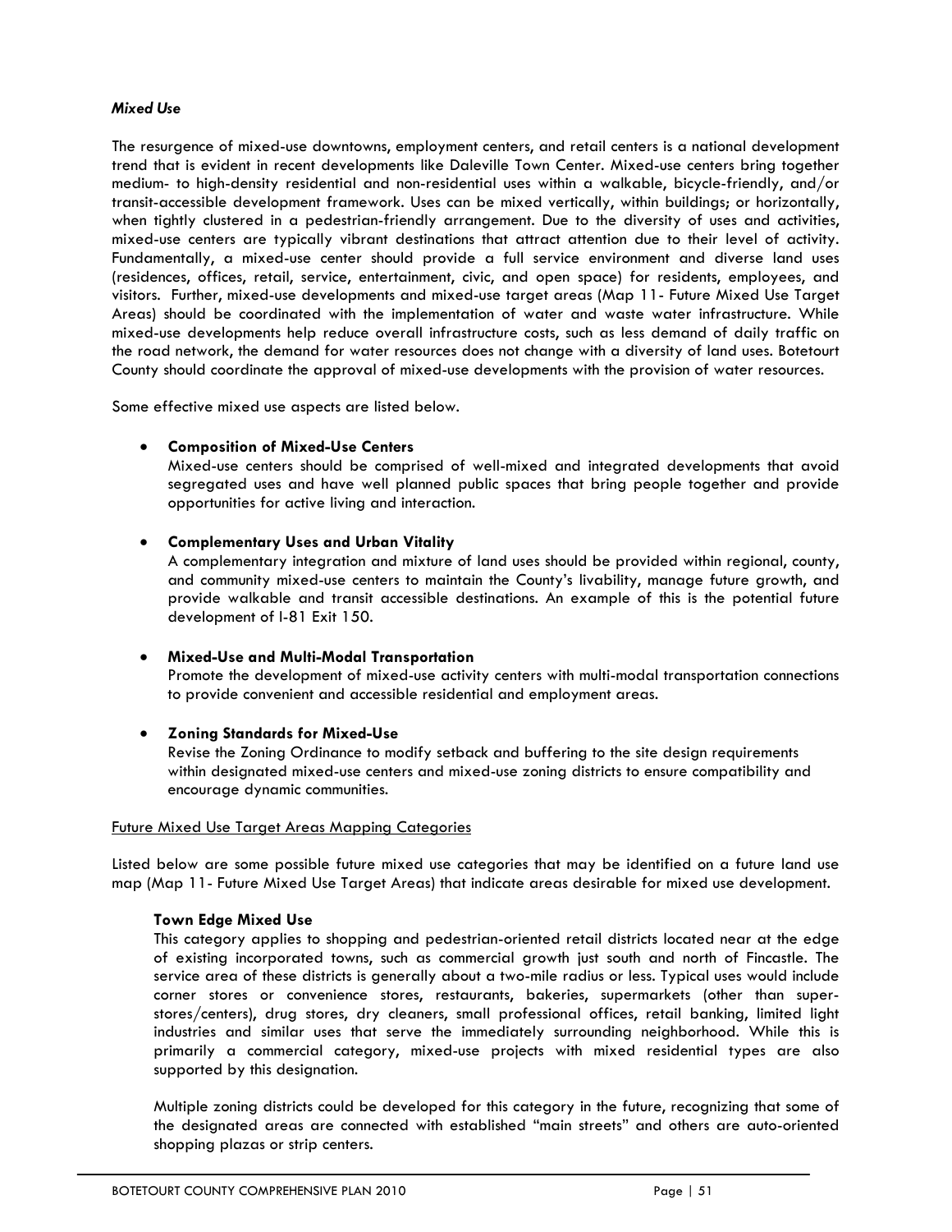### *Mixed Use*

The resurgence of mixed-use downtowns, employment centers, and retail centers is a national development trend that is evident in recent developments like Daleville Town Center. Mixed-use centers bring together medium- to high-density residential and non-residential uses within a walkable, bicycle-friendly, and/or transit-accessible development framework. Uses can be mixed vertically, within buildings; or horizontally, when tightly clustered in a pedestrian-friendly arrangement. Due to the diversity of uses and activities, mixed-use centers are typically vibrant destinations that attract attention due to their level of activity. Fundamentally, a mixed-use center should provide a full service environment and diverse land uses (residences, offices, retail, service, entertainment, civic, and open space) for residents, employees, and visitors. Further, mixed-use developments and mixed-use target areas (Map 11- Future Mixed Use Target Areas) should be coordinated with the implementation of water and waste water infrastructure. While mixed-use developments help reduce overall infrastructure costs, such as less demand of daily traffic on the road network, the demand for water resources does not change with a diversity of land uses. Botetourt County should coordinate the approval of mixed-use developments with the provision of water resources.

Some effective mixed use aspects are listed below.

- **Composition of Mixed-Use Centers**
  Mixed-use centers should be comprised of well-mixed and integrated developments that avoid segregated uses and have well planned public spaces that bring people together and provide opportunities for active living and interaction.

- **Complementary Uses and Urban Vitality**
  A complementary integration and mixture of land uses should be provided within regional, county, and community mixed-use centers to maintain the County's livability, manage future growth, and provide walkable and transit accessible destinations. An example of this is the potential future development of I-81 Exit 150.

- **Mixed-Use and Multi-Modal Transportation**
  Promote the development of mixed-use activity centers with multi-modal transportation connections to provide convenient and accessible residential and employment areas.

- **Zoning Standards for Mixed-Use**
  Revise the Zoning Ordinance to modify setback and buffering to the site design requirements within designated mixed-use centers and mixed-use zoning districts to ensure compatibility and encourage dynamic communities.

<u>Future Mixed Use Target Areas Mapping Categories</u>

Listed below are some possible future mixed use categories that may be identified on a future land use map (Map 11- Future Mixed Use Target Areas) that indicate areas desirable for mixed use development.

**Town Edge Mixed Use**

This category applies to shopping and pedestrian-oriented retail districts located near at the edge of existing incorporated towns, such as commercial growth just south and north of Fincastle. The service area of these districts is generally about a two-mile radius or less. Typical uses would include corner stores or convenience stores, restaurants, bakeries, supermarkets (other than super-stores/centers), drug stores, dry cleaners, small professional offices, retail banking, limited light industries and similar uses that serve the immediately surrounding neighborhood. While this is primarily a commercial category, mixed-use projects with mixed residential types are also supported by this designation.

Multiple zoning districts could be developed for this category in the future, recognizing that some of the designated areas are connected with established "main streets" and others are auto-oriented shopping plazas or strip centers.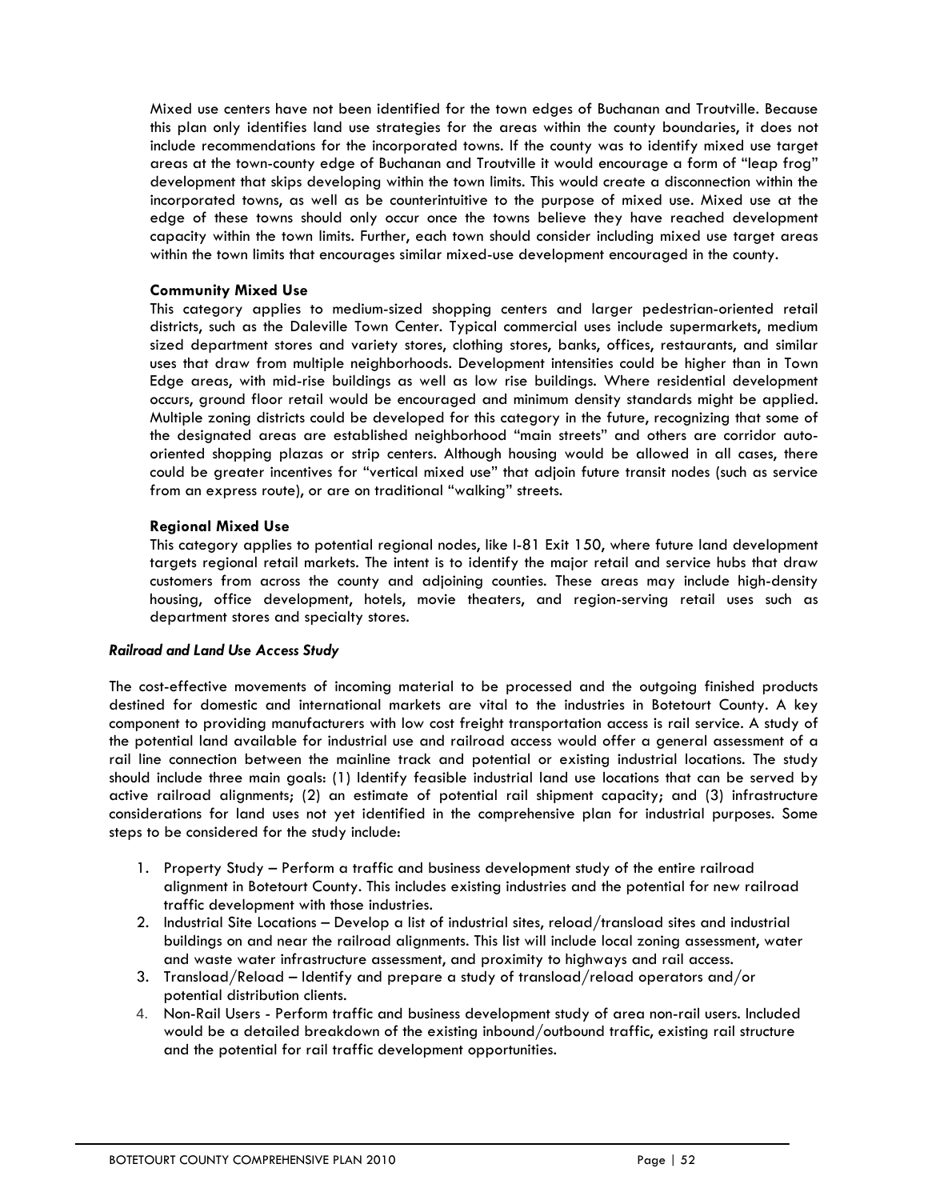Mixed use centers have not been identified for the town edges of Buchanan and Troutville. Because this plan only identifies land use strategies for the areas within the county boundaries, it does not include recommendations for the incorporated towns. If the county was to identify mixed use target areas at the town-county edge of Buchanan and Troutville it would encourage a form of "leap frog" development that skips developing within the town limits. This would create a disconnection within the incorporated towns, as well as be counterintuitive to the purpose of mixed use. Mixed use at the edge of these towns should only occur once the towns believe they have reached development capacity within the town limits. Further, each town should consider including mixed use target areas within the town limits that encourages similar mixed-use development encouraged in the county.

**Community Mixed Use**

This category applies to medium-sized shopping centers and larger pedestrian-oriented retail districts, such as the Daleville Town Center. Typical commercial uses include supermarkets, medium sized department stores and variety stores, clothing stores, banks, offices, restaurants, and similar uses that draw from multiple neighborhoods. Development intensities could be higher than in Town Edge areas, with mid-rise buildings as well as low rise buildings. Where residential development occurs, ground floor retail would be encouraged and minimum density standards might be applied. Multiple zoning districts could be developed for this category in the future, recognizing that some of the designated areas are established neighborhood "main streets" and others are corridor auto-oriented shopping plazas or strip centers. Although housing would be allowed in all cases, there could be greater incentives for "vertical mixed use" that adjoin future transit nodes (such as service from an express route), or are on traditional "walking" streets.

**Regional Mixed Use**

This category applies to potential regional nodes, like I-81 Exit 150, where future land development targets regional retail markets. The intent is to identify the major retail and service hubs that draw customers from across the county and adjoining counties. These areas may include high-density housing, office development, hotels, movie theaters, and region-serving retail uses such as department stores and specialty stores.

***Railroad and Land Use Access Study***

The cost-effective movements of incoming material to be processed and the outgoing finished products destined for domestic and international markets are vital to the industries in Botetourt County. A key component to providing manufacturers with low cost freight transportation access is rail service. A study of the potential land available for industrial use and railroad access would offer a general assessment of a rail line connection between the mainline track and potential or existing industrial locations. The study should include three main goals: (1) Identify feasible industrial land use locations that can be served by active railroad alignments; (2) an estimate of potential rail shipment capacity; and (3) infrastructure considerations for land uses not yet identified in the comprehensive plan for industrial purposes. Some steps to be considered for the study include:

1. Property Study – Perform a traffic and business development study of the entire railroad alignment in Botetourt County. This includes existing industries and the potential for new railroad traffic development with those industries.
2. Industrial Site Locations – Develop a list of industrial sites, reload/transload sites and industrial buildings on and near the railroad alignments. This list will include local zoning assessment, water and waste water infrastructure assessment, and proximity to highways and rail access.
3. Transload/Reload – Identify and prepare a study of transload/reload operators and/or potential distribution clients.
4. Non-Rail Users - Perform traffic and business development study of area non-rail users. Included would be a detailed breakdown of the existing inbound/outbound traffic, existing rail structure and the potential for rail traffic development opportunities.